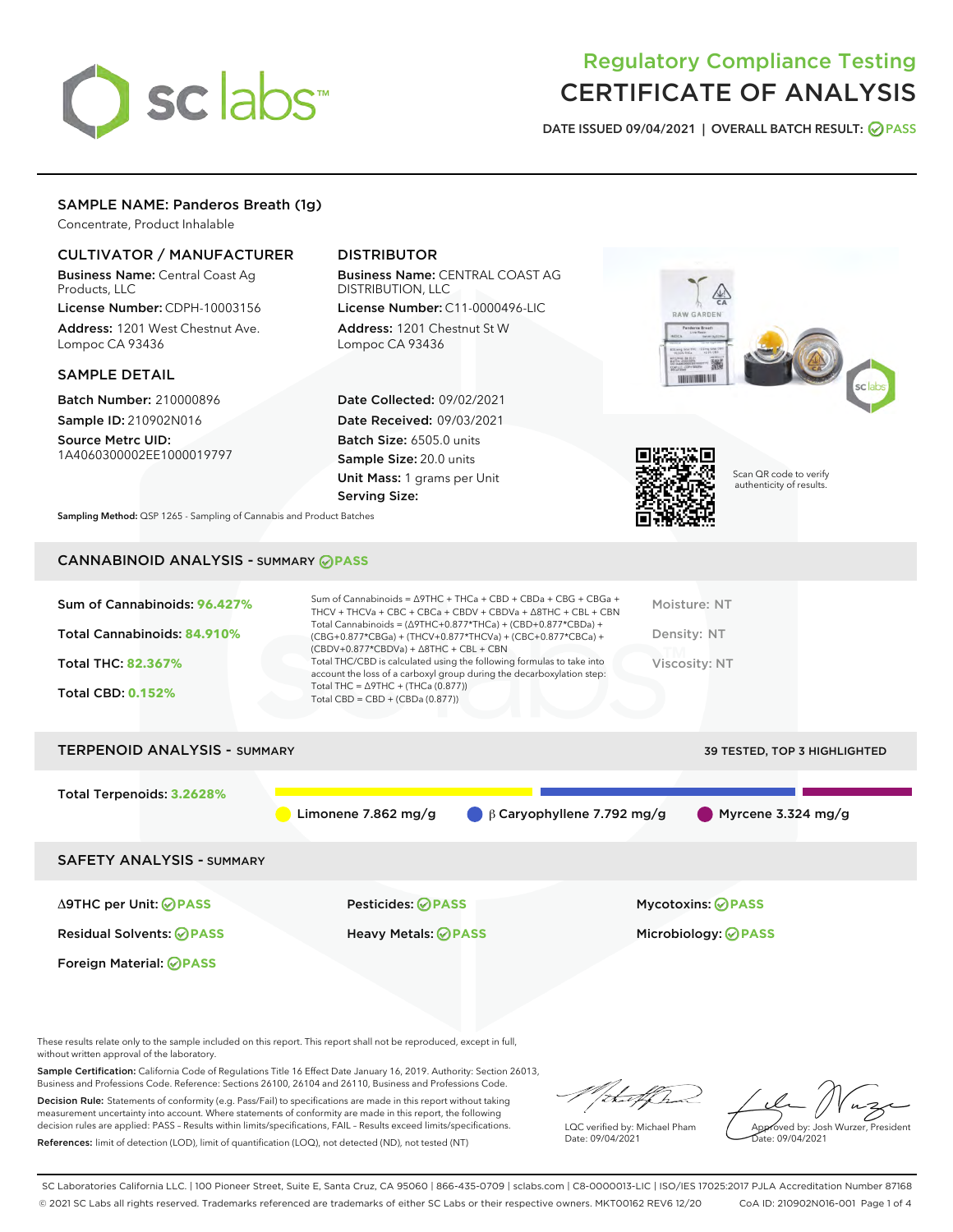# Regulatory Compliance Testing
# CERTIFICATE OF ANALYSIS

DATE ISSUED 09/04/2021 | OVERALL BATCH RESULT: PASS

## SAMPLE NAME: Panderos Breath (1g)

Concentrate, Product Inhalable

### CULTIVATOR / MANUFACTURER

**Business Name:** Central Coast Ag Products, LLC

**License Number:** CDPH-10003156

**Address:** 1201 West Chestnut Ave. Lompoc CA 93436

### DISTRIBUTOR

**Business Name:** CENTRAL COAST AG DISTRIBUTION, LLC

**License Number:** C11-0000496-LIC

**Address:** 1201 Chestnut St W Lompoc CA 93436

### SAMPLE DETAIL

**Batch Number:** 210000896

**Sample ID:** 210902N016

**Source Metrc UID:** 1A4060300002EE1000019797

**Date Collected:** 09/02/2021

**Date Received:** 09/03/2021

**Batch Size:** 6505.0 units

**Sample Size:** 20.0 units

**Unit Mass:** 1 grams per Unit

**Serving Size:**

Scan QR code to verify authenticity of results.

**Sampling Method:** QSP 1265 - Sampling of Cannabis and Product Batches

## CANNABINOID ANALYSIS - SUMMARY PASS

Sum of Cannabinoids: **96.427%**

Total Cannabinoids: **84.910%**

Total THC: **82.367%**

Total CBD: **0.152%**

Sum of Cannabinoids = Δ9THC + THCa + CBD + CBDa + CBG + CBGa + THCV + THCVa + CBC + CBCa + CBDV + CBDVa + Δ8THC + CBL + CBN

Total Cannabinoids = (Δ9THC+0.877*THCa) + (CBD+0.877*CBDa) + (CBG+0.877*CBGa) + (THCV+0.877*THCVa) + (CBC+0.877*CBCa) + (CBDV+0.877*CBDVa) + Δ8THC + CBL + CBN

Total THC/CBD is calculated using the following formulas to take into account the loss of a carboxyl group during the decarboxylation step:

Total THC = Δ9THC + (THCa (0.877))

Total CBD = CBD + (CBDa (0.877))

Moisture: NT

Density: NT

Viscosity: NT

## TERPENOID ANALYSIS - SUMMARY

39 TESTED, TOP 3 HIGHLIGHTED

Total Terpenoids: **3.2628%**

Limonene 7.862 mg/g

β Caryophyllene 7.792 mg/g

Myrcene 3.324 mg/g

## SAFETY ANALYSIS - SUMMARY

| | | |
|---|---|---|
| Δ9THC per Unit: PASS | Pesticides: PASS | Mycotoxins: PASS |
| Residual Solvents: PASS | Heavy Metals: PASS | Microbiology: PASS |
| Foreign Material: PASS | | |

These results relate only to the sample included on this report. This report shall not be reproduced, except in full, without written approval of the laboratory.

**Sample Certification:** California Code of Regulations Title 16 Effect Date January 16, 2019. Authority: Section 26013, Business and Professions Code. Reference: Sections 26100, 26104 and 26110, Business and Professions Code.

**Decision Rule:** Statements of conformity (e.g. Pass/Fail) to specifications are made in this report without taking measurement uncertainty into account. Where statements of conformity are made in this report, the following decision rules are applied: PASS – Results within limits/specifications, FAIL – Results exceed limits/specifications.

**References:** limit of detection (LOD), limit of quantification (LOQ), not detected (ND), not tested (NT)

LQC verified by: Michael Pham
Date: 09/04/2021

Approved by: Josh Wurzer, President
Date: 09/04/2021

SC Laboratories California LLC. | 100 Pioneer Street, Suite E, Santa Cruz, CA 95060 | 866-435-0709 | sclabs.com | C8-0000013-LIC | ISO/IES 17025:2017 PJLA Accreditation Number 87168
© 2021 SC Labs all rights reserved. Trademarks referenced are trademarks of either SC Labs or their respective owners. MKT00162 REV6 12/20 CoA ID: 210902N016-001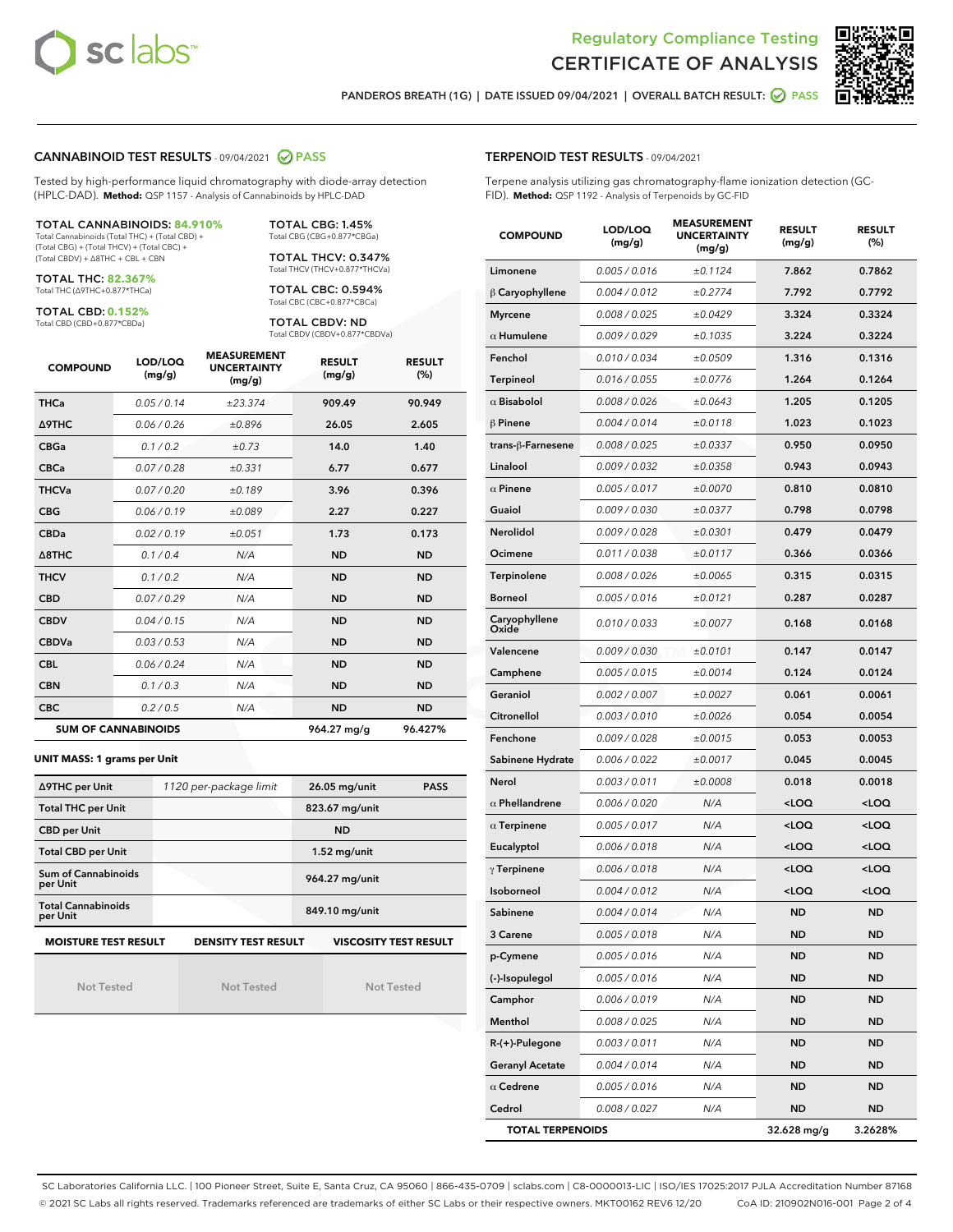Regulatory Compliance Testing

# CERTIFICATE OF ANALYSIS

PANDEROS BREATH (1G) | DATE ISSUED 09/04/2021 | OVERALL BATCH RESULT: PASS

## CANNABINOID TEST RESULTS - 09/04/2021 PASS

Tested by high-performance liquid chromatography with diode-array detection (HPLC-DAD). **Method:** QSP 1157 - Analysis of Cannabinoids by HPLC-DAD

**TOTAL CANNABINOIDS: 84.910%**
Total Cannabinoids (Total THC) + (Total CBD) + (Total CBG) + (Total THCV) + (Total CBC) + (Total CBDV) + Δ8THC + CBL + CBN

**TOTAL THC: 82.367%**
Total THC (Δ9THC+0.877*THCa)

**TOTAL CBD: 0.152%**
Total CBD (CBD+0.877*CBDa)

**TOTAL CBG: 1.45%**
Total CBG (CBG+0.877*CBGa)

**TOTAL THCV: 0.347%**
Total THCV (THCV+0.877*THCVa)

**TOTAL CBC: 0.594%**
Total CBC (CBC+0.877*CBCa)

**TOTAL CBDV: ND**
Total CBDV (CBDV+0.877*CBDVa)

| COMPOUND | LOD/LOQ (mg/g) | MEASUREMENT UNCERTAINTY (mg/g) | RESULT (mg/g) | RESULT (%) |
|---|---|---|---|---|
| THCa | 0.05 / 0.14 | ±23.374 | 909.49 | 90.949 |
| Δ9THC | 0.06 / 0.26 | ±0.896 | 26.05 | 2.605 |
| CBGa | 0.1 / 0.2 | ±0.73 | 14.0 | 1.40 |
| CBCa | 0.07 / 0.28 | ±0.331 | 6.77 | 0.677 |
| THCVa | 0.07 / 0.20 | ±0.189 | 3.96 | 0.396 |
| CBG | 0.06 / 0.19 | ±0.089 | 2.27 | 0.227 |
| CBDa | 0.02 / 0.19 | ±0.051 | 1.73 | 0.173 |
| Δ8THC | 0.1 / 0.4 | N/A | ND | ND |
| THCV | 0.1 / 0.2 | N/A | ND | ND |
| CBD | 0.07 / 0.29 | N/A | ND | ND |
| CBDV | 0.04 / 0.15 | N/A | ND | ND |
| CBDVa | 0.03 / 0.53 | N/A | ND | ND |
| CBL | 0.06 / 0.24 | N/A | ND | ND |
| CBN | 0.1 / 0.3 | N/A | ND | ND |
| CBC | 0.2 / 0.5 | N/A | ND | ND |
| **SUM OF CANNABINOIDS** | | | **964.27 mg/g** | **96.427%** |

**UNIT MASS: 1 grams per Unit**

| | | | |
|---|---|---|---|
| Δ9THC per Unit | 1120 per-package limit | 26.05 mg/unit | PASS |
| Total THC per Unit | | 823.67 mg/unit | |
| CBD per Unit | | ND | |
| Total CBD per Unit | | 1.52 mg/unit | |
| Sum of Cannabinoids per Unit | | 964.27 mg/unit | |
| Total Cannabinoids per Unit | | 849.10 mg/unit | |

| MOISTURE TEST RESULT | DENSITY TEST RESULT | VISCOSITY TEST RESULT |
|---|---|---|
| Not Tested | Not Tested | Not Tested |

## TERPENOID TEST RESULTS - 09/04/2021

Terpene analysis utilizing gas chromatography-flame ionization detection (GC-FID). **Method:** QSP 1192 - Analysis of Terpenoids by GC-FID

| COMPOUND | LOD/LOQ (mg/g) | MEASUREMENT UNCERTAINTY (mg/g) | RESULT (mg/g) | RESULT (%) |
|---|---|---|---|---|
| Limonene | 0.005 / 0.016 | ±0.1124 | 7.862 | 0.7862 |
| β Caryophyllene | 0.004 / 0.012 | ±0.2774 | 7.792 | 0.7792 |
| Myrcene | 0.008 / 0.025 | ±0.0429 | 3.324 | 0.3324 |
| α Humulene | 0.009 / 0.029 | ±0.1035 | 3.224 | 0.3224 |
| Fenchol | 0.010 / 0.034 | ±0.0509 | 1.316 | 0.1316 |
| Terpineol | 0.016 / 0.055 | ±0.0776 | 1.264 | 0.1264 |
| α Bisabolol | 0.008 / 0.026 | ±0.0643 | 1.205 | 0.1205 |
| β Pinene | 0.004 / 0.014 | ±0.0118 | 1.023 | 0.1023 |
| trans-β-Farnesene | 0.008 / 0.025 | ±0.0337 | 0.950 | 0.0950 |
| Linalool | 0.009 / 0.032 | ±0.0358 | 0.943 | 0.0943 |
| α Pinene | 0.005 / 0.017 | ±0.0070 | 0.810 | 0.0810 |
| Guaiol | 0.009 / 0.030 | ±0.0377 | 0.798 | 0.0798 |
| Nerolidol | 0.009 / 0.028 | ±0.0301 | 0.479 | 0.0479 |
| Ocimene | 0.011 / 0.038 | ±0.0117 | 0.366 | 0.0366 |
| Terpinolene | 0.008 / 0.026 | ±0.0065 | 0.315 | 0.0315 |
| Borneol | 0.005 / 0.016 | ±0.0121 | 0.287 | 0.0287 |
| Caryophyllene Oxide | 0.010 / 0.033 | ±0.0077 | 0.168 | 0.0168 |
| Valencene | 0.009 / 0.030 | ±0.0101 | 0.147 | 0.0147 |
| Camphene | 0.005 / 0.015 | ±0.0014 | 0.124 | 0.0124 |
| Geraniol | 0.002 / 0.007 | ±0.0027 | 0.061 | 0.0061 |
| Citronellol | 0.003 / 0.010 | ±0.0026 | 0.054 | 0.0054 |
| Fenchone | 0.009 / 0.028 | ±0.0015 | 0.053 | 0.0053 |
| Sabinene Hydrate | 0.006 / 0.022 | ±0.0017 | 0.045 | 0.0045 |
| Nerol | 0.003 / 0.011 | ±0.0008 | 0.018 | 0.0018 |
| α Phellandrene | 0.006 / 0.020 | N/A | <LOQ | <LOQ |
| α Terpinene | 0.005 / 0.017 | N/A | <LOQ | <LOQ |
| Eucalyptol | 0.006 / 0.018 | N/A | <LOQ | <LOQ |
| γ Terpinene | 0.006 / 0.018 | N/A | <LOQ | <LOQ |
| Isoborneol | 0.004 / 0.012 | N/A | <LOQ | <LOQ |
| Sabinene | 0.004 / 0.014 | N/A | ND | ND |
| 3 Carene | 0.005 / 0.018 | N/A | ND | ND |
| p-Cymene | 0.005 / 0.016 | N/A | ND | ND |
| (-)-Isopulegol | 0.005 / 0.016 | N/A | ND | ND |
| Camphor | 0.006 / 0.019 | N/A | ND | ND |
| Menthol | 0.008 / 0.025 | N/A | ND | ND |
| R-(+)-Pulegone | 0.003 / 0.011 | N/A | ND | ND |
| Geranyl Acetate | 0.004 / 0.014 | N/A | ND | ND |
| α Cedrene | 0.005 / 0.016 | N/A | ND | ND |
| Cedrol | 0.008 / 0.027 | N/A | ND | ND |
| **TOTAL TERPENOIDS** | | | **32.628 mg/g** | **3.2628%** |

SC Laboratories California LLC. | 100 Pioneer Street, Suite E, Santa Cruz, CA 95060 | 866-435-0709 | sclabs.com | C8-0000013-LIC | ISO/IES 17025:2017 PJLA Accreditation Number 87168
© 2021 SC Labs all rights reserved. Trademarks referenced are trademarks of either SC Labs or their respective owners. MKT00162 REV6 12/20 CoA ID: 210902N016-001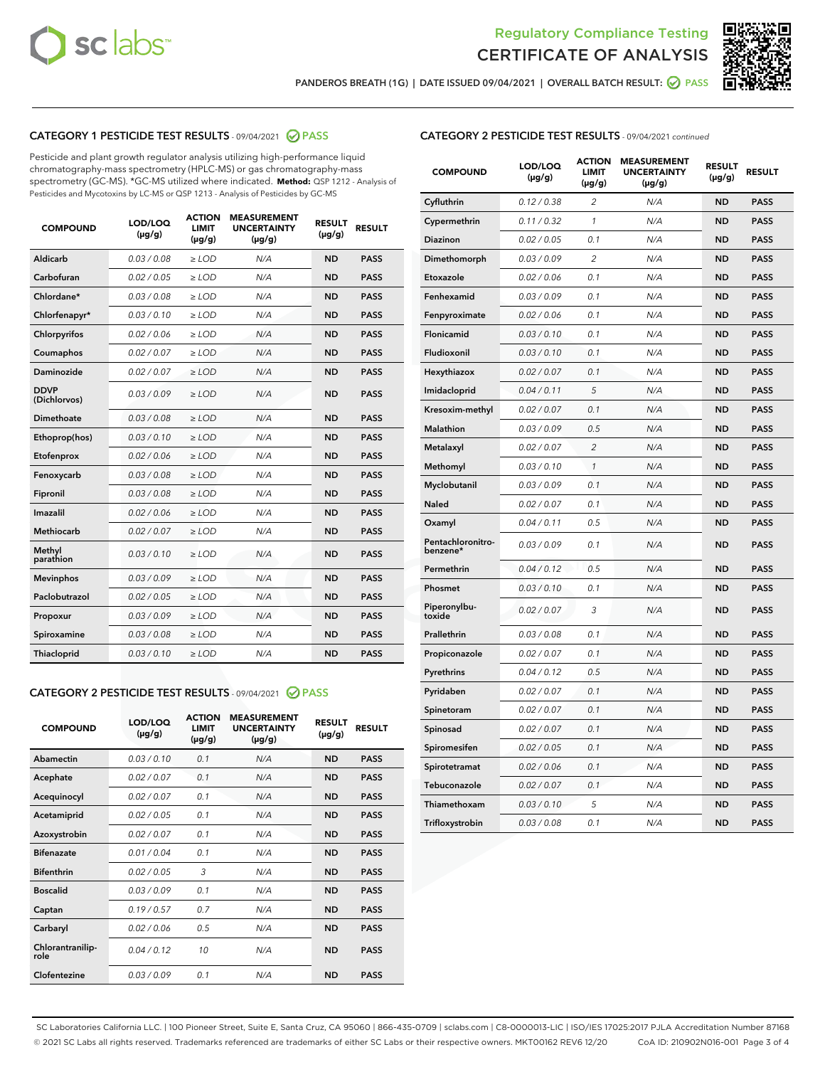Regulatory Compliance Testing
CERTIFICATE OF ANALYSIS

PANDEROS BREATH (1G) | DATE ISSUED 09/04/2021 | OVERALL BATCH RESULT: PASS

## CATEGORY 1 PESTICIDE TEST RESULTS - 09/04/2021 PASS

Pesticide and plant growth regulator analysis utilizing high-performance liquid chromatography-mass spectrometry (HPLC-MS) or gas chromatography-mass spectrometry (GC-MS). *GC-MS utilized where indicated. **Method:** QSP 1212 - Analysis of Pesticides and Mycotoxins by LC-MS or QSP 1213 - Analysis of Pesticides by GC-MS

| COMPOUND | LOD/LOQ (µg/g) | ACTION LIMIT (µg/g) | MEASUREMENT UNCERTAINTY (µg/g) | RESULT (µg/g) | RESULT |
|---|---|---|---|---|---|
| Aldicarb | 0.03 / 0.08 | ≥ LOD | N/A | ND | PASS |
| Carbofuran | 0.02 / 0.05 | ≥ LOD | N/A | ND | PASS |
| Chlordane* | 0.03 / 0.08 | ≥ LOD | N/A | ND | PASS |
| Chlorfenapyr* | 0.03 / 0.10 | ≥ LOD | N/A | ND | PASS |
| Chlorpyrifos | 0.02 / 0.06 | ≥ LOD | N/A | ND | PASS |
| Coumaphos | 0.02 / 0.07 | ≥ LOD | N/A | ND | PASS |
| Daminozide | 0.02 / 0.07 | ≥ LOD | N/A | ND | PASS |
| DDVP (Dichlorvos) | 0.03 / 0.09 | ≥ LOD | N/A | ND | PASS |
| Dimethoate | 0.03 / 0.08 | ≥ LOD | N/A | ND | PASS |
| Ethoprop(hos) | 0.03 / 0.10 | ≥ LOD | N/A | ND | PASS |
| Etofenprox | 0.02 / 0.06 | ≥ LOD | N/A | ND | PASS |
| Fenoxycarb | 0.03 / 0.08 | ≥ LOD | N/A | ND | PASS |
| Fipronil | 0.03 / 0.08 | ≥ LOD | N/A | ND | PASS |
| Imazalil | 0.02 / 0.06 | ≥ LOD | N/A | ND | PASS |
| Methiocarb | 0.02 / 0.07 | ≥ LOD | N/A | ND | PASS |
| Methyl parathion | 0.03 / 0.10 | ≥ LOD | N/A | ND | PASS |
| Mevinphos | 0.03 / 0.09 | ≥ LOD | N/A | ND | PASS |
| Paclobutrazol | 0.02 / 0.05 | ≥ LOD | N/A | ND | PASS |
| Propoxur | 0.03 / 0.09 | ≥ LOD | N/A | ND | PASS |
| Spiroxamine | 0.03 / 0.08 | ≥ LOD | N/A | ND | PASS |
| Thiacloprid | 0.03 / 0.10 | ≥ LOD | N/A | ND | PASS |

## CATEGORY 2 PESTICIDE TEST RESULTS - 09/04/2021 PASS

| COMPOUND | LOD/LOQ (µg/g) | ACTION LIMIT (µg/g) | MEASUREMENT UNCERTAINTY (µg/g) | RESULT (µg/g) | RESULT |
|---|---|---|---|---|---|
| Abamectin | 0.03 / 0.10 | 0.1 | N/A | ND | PASS |
| Acephate | 0.02 / 0.07 | 0.1 | N/A | ND | PASS |
| Acequinocyl | 0.02 / 0.07 | 0.1 | N/A | ND | PASS |
| Acetamiprid | 0.02 / 0.05 | 0.1 | N/A | ND | PASS |
| Azoxystrobin | 0.02 / 0.07 | 0.1 | N/A | ND | PASS |
| Bifenazate | 0.01 / 0.04 | 0.1 | N/A | ND | PASS |
| Bifenthrin | 0.02 / 0.05 | 3 | N/A | ND | PASS |
| Boscalid | 0.03 / 0.09 | 0.1 | N/A | ND | PASS |
| Captan | 0.19 / 0.57 | 0.7 | N/A | ND | PASS |
| Carbaryl | 0.02 / 0.06 | 0.5 | N/A | ND | PASS |
| Chlorantraniliprole | 0.04 / 0.12 | 10 | N/A | ND | PASS |
| Clofentezine | 0.03 / 0.09 | 0.1 | N/A | ND | PASS |
| Cyfluthrin | 0.12 / 0.38 | 2 | N/A | ND | PASS |
| Cypermethrin | 0.11 / 0.32 | 1 | N/A | ND | PASS |
| Diazinon | 0.02 / 0.05 | 0.1 | N/A | ND | PASS |
| Dimethomorph | 0.03 / 0.09 | 2 | N/A | ND | PASS |
| Etoxazole | 0.02 / 0.06 | 0.1 | N/A | ND | PASS |
| Fenhexamid | 0.03 / 0.09 | 0.1 | N/A | ND | PASS |
| Fenpyroximate | 0.02 / 0.06 | 0.1 | N/A | ND | PASS |
| Flonicamid | 0.03 / 0.10 | 0.1 | N/A | ND | PASS |
| Fludioxonil | 0.03 / 0.10 | 0.1 | N/A | ND | PASS |
| Hexythiazox | 0.02 / 0.07 | 0.1 | N/A | ND | PASS |
| Imidacloprid | 0.04 / 0.11 | 5 | N/A | ND | PASS |
| Kresoxim-methyl | 0.02 / 0.07 | 0.1 | N/A | ND | PASS |
| Malathion | 0.03 / 0.09 | 0.5 | N/A | ND | PASS |
| Metalaxyl | 0.02 / 0.07 | 2 | N/A | ND | PASS |
| Methomyl | 0.03 / 0.10 | 1 | N/A | ND | PASS |
| Myclobutanil | 0.03 / 0.09 | 0.1 | N/A | ND | PASS |
| Naled | 0.02 / 0.07 | 0.1 | N/A | ND | PASS |
| Oxamyl | 0.04 / 0.11 | 0.5 | N/A | ND | PASS |
| Pentachloronitrobenzene* | 0.03 / 0.09 | 0.1 | N/A | ND | PASS |
| Permethrin | 0.04 / 0.12 | 0.5 | N/A | ND | PASS |
| Phosmet | 0.03 / 0.10 | 0.1 | N/A | ND | PASS |
| Piperonylbutoxide | 0.02 / 0.07 | 3 | N/A | ND | PASS |
| Prallethrin | 0.03 / 0.08 | 0.1 | N/A | ND | PASS |
| Propiconazole | 0.02 / 0.07 | 0.1 | N/A | ND | PASS |
| Pyrethrins | 0.04 / 0.12 | 0.5 | N/A | ND | PASS |
| Pyridaben | 0.02 / 0.07 | 0.1 | N/A | ND | PASS |
| Spinetoram | 0.02 / 0.07 | 0.1 | N/A | ND | PASS |
| Spinosad | 0.02 / 0.07 | 0.1 | N/A | ND | PASS |
| Spiromesifen | 0.02 / 0.05 | 0.1 | N/A | ND | PASS |
| Spirotetramat | 0.02 / 0.06 | 0.1 | N/A | ND | PASS |
| Tebuconazole | 0.02 / 0.07 | 0.1 | N/A | ND | PASS |
| Thiamethoxam | 0.03 / 0.10 | 5 | N/A | ND | PASS |
| Trifloxystrobin | 0.03 / 0.08 | 0.1 | N/A | ND | PASS |

SC Laboratories California LLC. | 100 Pioneer Street, Suite E, Santa Cruz, CA 95060 | 866-435-0709 | sclabs.com | C8-0000013-LIC | ISO/IES 17025:2017 PJLA Accreditation Number 87168
© 2021 SC Labs all rights reserved. Trademarks referenced are trademarks of either SC Labs or their respective owners. MKT00162 REV6 12/20 CoA ID: 210902N016-001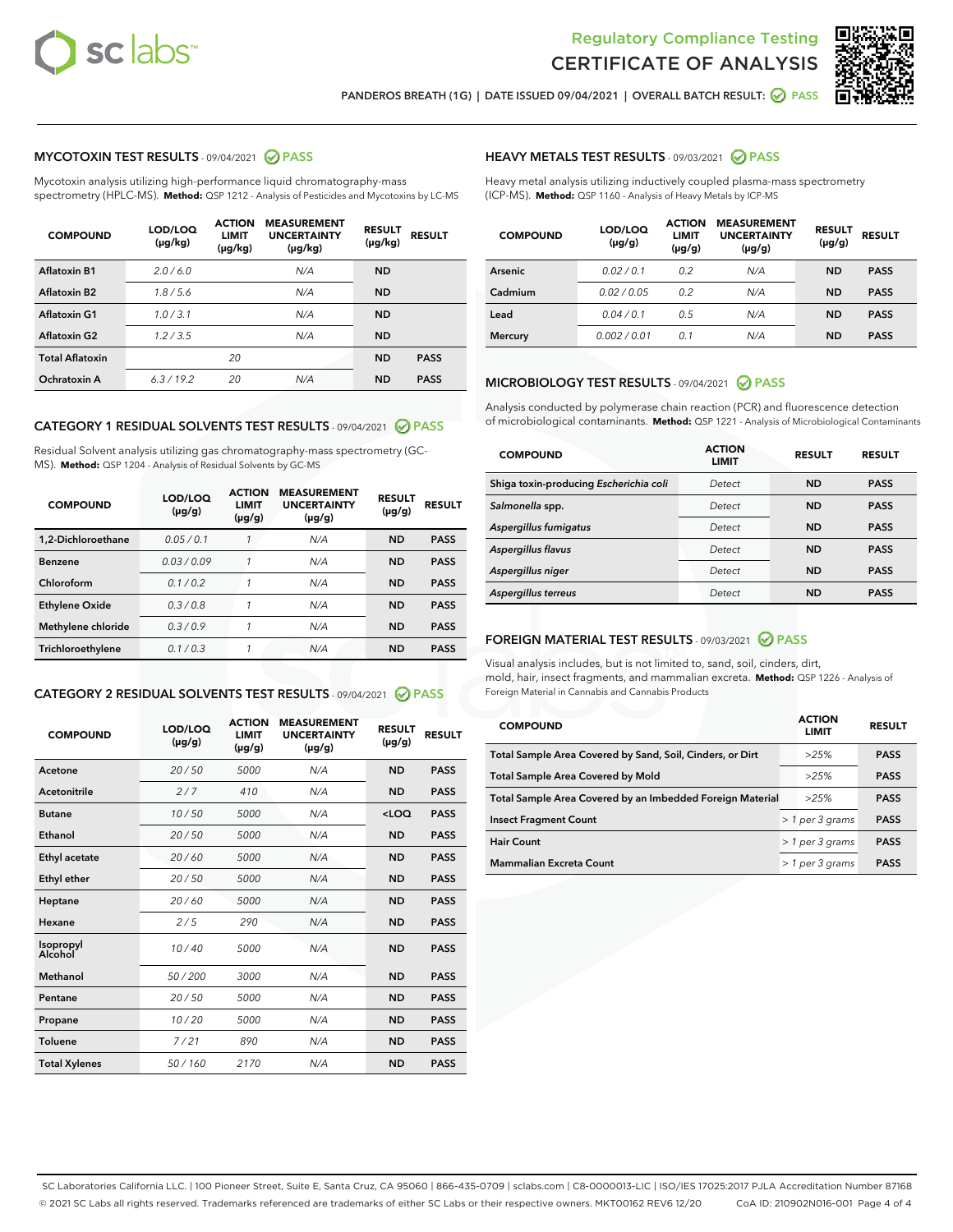Regulatory Compliance Testing
# CERTIFICATE OF ANALYSIS

PANDEROS BREATH (1G) | DATE ISSUED 09/04/2021 | OVERALL BATCH RESULT: PASS

## MYCOTOXIN TEST RESULTS - 09/04/2021 PASS

Mycotoxin analysis utilizing high-performance liquid chromatography-mass spectrometry (HPLC-MS). **Method:** QSP 1212 - Analysis of Pesticides and Mycotoxins by LC-MS

| COMPOUND | LOD/LOQ (µg/kg) | ACTION LIMIT (µg/kg) | MEASUREMENT UNCERTAINTY (µg/kg) | RESULT (µg/kg) | RESULT |
|---|---|---|---|---|---|
| Aflatoxin B1 | 2.0 / 6.0 | | N/A | ND | |
| Aflatoxin B2 | 1.8 / 5.6 | | N/A | ND | |
| Aflatoxin G1 | 1.0 / 3.1 | | N/A | ND | |
| Aflatoxin G2 | 1.2 / 3.5 | | N/A | ND | |
| Total Aflatoxin | | 20 | | ND | PASS |
| Ochratoxin A | 6.3 / 19.2 | 20 | N/A | ND | PASS |

## CATEGORY 1 RESIDUAL SOLVENTS TEST RESULTS - 09/04/2021 PASS

Residual Solvent analysis utilizing gas chromatography-mass spectrometry (GC-MS). **Method:** QSP 1204 - Analysis of Residual Solvents by GC-MS

| COMPOUND | LOD/LOQ (µg/g) | ACTION LIMIT (µg/g) | MEASUREMENT UNCERTAINTY (µg/g) | RESULT (µg/g) | RESULT |
|---|---|---|---|---|---|
| 1,2-Dichloroethane | 0.05 / 0.1 | 1 | N/A | ND | PASS |
| Benzene | 0.03 / 0.09 | 1 | N/A | ND | PASS |
| Chloroform | 0.1 / 0.2 | 1 | N/A | ND | PASS |
| Ethylene Oxide | 0.3 / 0.8 | 1 | N/A | ND | PASS |
| Methylene chloride | 0.3 / 0.9 | 1 | N/A | ND | PASS |
| Trichloroethylene | 0.1 / 0.3 | 1 | N/A | ND | PASS |

## CATEGORY 2 RESIDUAL SOLVENTS TEST RESULTS - 09/04/2021 PASS

| COMPOUND | LOD/LOQ (µg/g) | ACTION LIMIT (µg/g) | MEASUREMENT UNCERTAINTY (µg/g) | RESULT (µg/g) | RESULT |
|---|---|---|---|---|---|
| Acetone | 20 / 50 | 5000 | N/A | ND | PASS |
| Acetonitrile | 2 / 7 | 410 | N/A | ND | PASS |
| Butane | 10 / 50 | 5000 | N/A | <LOQ | PASS |
| Ethanol | 20 / 50 | 5000 | N/A | ND | PASS |
| Ethyl acetate | 20 / 60 | 5000 | N/A | ND | PASS |
| Ethyl ether | 20 / 50 | 5000 | N/A | ND | PASS |
| Heptane | 20 / 60 | 5000 | N/A | ND | PASS |
| Hexane | 2 / 5 | 290 | N/A | ND | PASS |
| Isopropyl Alcohol | 10 / 40 | 5000 | N/A | ND | PASS |
| Methanol | 50 / 200 | 3000 | N/A | ND | PASS |
| Pentane | 20 / 50 | 5000 | N/A | ND | PASS |
| Propane | 10 / 20 | 5000 | N/A | ND | PASS |
| Toluene | 7 / 21 | 890 | N/A | ND | PASS |
| Total Xylenes | 50 / 160 | 2170 | N/A | ND | PASS |

## HEAVY METALS TEST RESULTS - 09/03/2021 PASS

Heavy metal analysis utilizing inductively coupled plasma-mass spectrometry (ICP-MS). **Method:** QSP 1160 - Analysis of Heavy Metals by ICP-MS

| COMPOUND | LOD/LOQ (µg/g) | ACTION LIMIT (µg/g) | MEASUREMENT UNCERTAINTY (µg/g) | RESULT (µg/g) | RESULT |
|---|---|---|---|---|---|
| Arsenic | 0.02 / 0.1 | 0.2 | N/A | ND | PASS |
| Cadmium | 0.02 / 0.05 | 0.2 | N/A | ND | PASS |
| Lead | 0.04 / 0.1 | 0.5 | N/A | ND | PASS |
| Mercury | 0.002 / 0.01 | 0.1 | N/A | ND | PASS |

## MICROBIOLOGY TEST RESULTS - 09/04/2021 PASS

Analysis conducted by polymerase chain reaction (PCR) and fluorescence detection of microbiological contaminants. **Method:** QSP 1221 - Analysis of Microbiological Contaminants

| COMPOUND | ACTION LIMIT | RESULT | RESULT |
|---|---|---|---|
| Shiga toxin-producing *Escherichia coli* | Detect | ND | PASS |
| *Salmonella* spp. | Detect | ND | PASS |
| *Aspergillus fumigatus* | Detect | ND | PASS |
| *Aspergillus flavus* | Detect | ND | PASS |
| *Aspergillus niger* | Detect | ND | PASS |
| *Aspergillus terreus* | Detect | ND | PASS |

## FOREIGN MATERIAL TEST RESULTS - 09/03/2021 PASS

Visual analysis includes, but is not limited to, sand, soil, cinders, dirt, mold, hair, insect fragments, and mammalian excreta. **Method:** QSP 1226 - Analysis of Foreign Material in Cannabis and Cannabis Products

| COMPOUND | ACTION LIMIT | RESULT |
|---|---|---|
| Total Sample Area Covered by Sand, Soil, Cinders, or Dirt | >25% | PASS |
| Total Sample Area Covered by Mold | >25% | PASS |
| Total Sample Area Covered by an Imbedded Foreign Material | >25% | PASS |
| Insect Fragment Count | > 1 per 3 grams | PASS |
| Hair Count | > 1 per 3 grams | PASS |
| Mammalian Excreta Count | > 1 per 3 grams | PASS |

SC Laboratories California LLC. | 100 Pioneer Street, Suite E, Santa Cruz, CA 95060 | 866-435-0709 | sclabs.com | C8-0000013-LIC | ISO/IES 17025:2017 PJLA Accreditation Number 87168
© 2021 SC Labs all rights reserved. Trademarks referenced are trademarks of either SC Labs or their respective owners. MKT00162 REV6 12/20 CoA ID: 210902N016-001